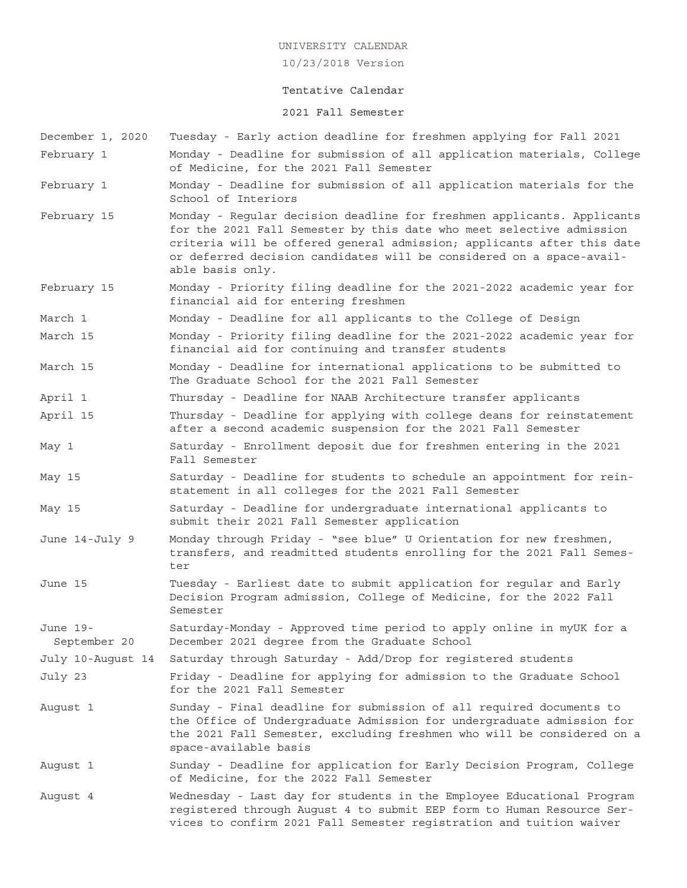# UNIVERSITY CALENDAR

10/23/2018 Version

## Tentative Calendar

## 2021 Fall Semester

| Date | Event |
|---|---|
| December 1, 2020 | Tuesday - Early action deadline for freshmen applying for Fall 2021 |
| February 1 | Monday - Deadline for submission of all application materials, College of Medicine, for the 2021 Fall Semester |
| February 1 | Monday - Deadline for submission of all application materials for the School of Interiors |
| February 15 | Monday - Regular decision deadline for freshmen applicants. Applicants for the 2021 Fall Semester by this date who meet selective admission criteria will be offered general admission; applicants after this date or deferred decision candidates will be considered on a space-available basis only. |
| February 15 | Monday - Priority filing deadline for the 2021-2022 academic year for financial aid for entering freshmen |
| March 1 | Monday - Deadline for all applicants to the College of Design |
| March 15 | Monday - Priority filing deadline for the 2021-2022 academic year for financial aid for continuing and transfer students |
| March 15 | Monday - Deadline for international applications to be submitted to The Graduate School for the 2021 Fall Semester |
| April 1 | Thursday - Deadline for NAAB Architecture transfer applicants |
| April 15 | Thursday - Deadline for applying with college deans for reinstatement after a second academic suspension for the 2021 Fall Semester |
| May 1 | Saturday - Enrollment deposit due for freshmen entering in the 2021 Fall Semester |
| May 15 | Saturday - Deadline for students to schedule an appointment for reinstatement in all colleges for the 2021 Fall Semester |
| May 15 | Saturday - Deadline for undergraduate international applicants to submit their 2021 Fall Semester application |
| June 14-July 9 | Monday through Friday - "see blue" U Orientation for new freshmen, transfers, and readmitted students enrolling for the 2021 Fall Semester |
| June 15 | Tuesday - Earliest date to submit application for regular and Early Decision Program admission, College of Medicine, for the 2022 Fall Semester |
| June 19-September 20 | Saturday-Monday - Approved time period to apply online in myUK for a December 2021 degree from the Graduate School |
| July 10-August 14 | Saturday through Saturday - Add/Drop for registered students |
| July 23 | Friday - Deadline for applying for admission to the Graduate School for the 2021 Fall Semester |
| August 1 | Sunday - Final deadline for submission of all required documents to the Office of Undergraduate Admission for undergraduate admission for the 2021 Fall Semester, excluding freshmen who will be considered on a space-available basis |
| August 1 | Sunday - Deadline for application for Early Decision Program, College of Medicine, for the 2022 Fall Semester |
| August 4 | Wednesday - Last day for students in the Employee Educational Program registered through August 4 to submit EEP form to Human Resource Services to confirm 2021 Fall Semester registration and tuition waiver |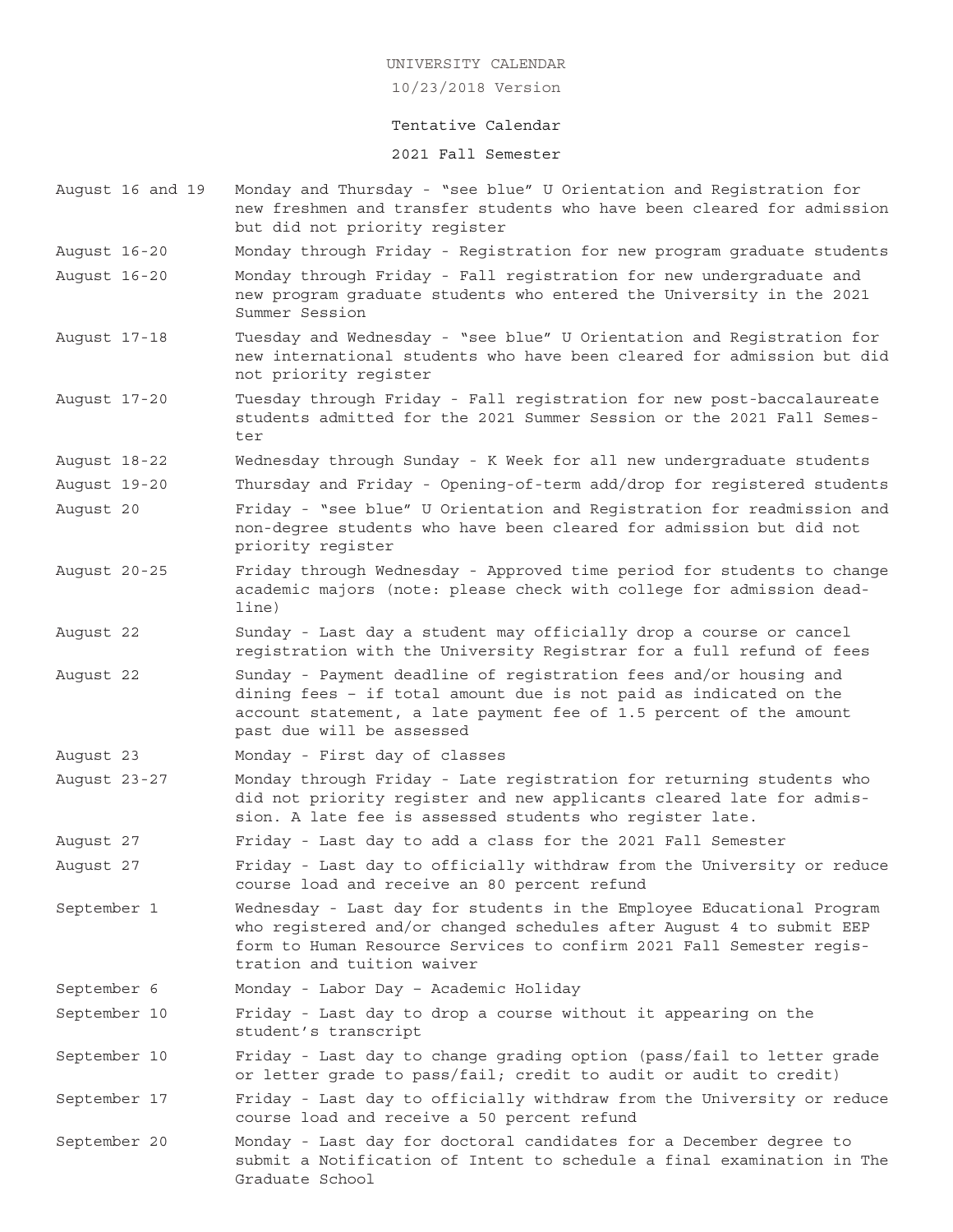UNIVERSITY CALENDAR

10/23/2018 Version

Tentative Calendar

2021 Fall Semester

| | |
|---|---|
| August 16 and 19 | Monday and Thursday - “see blue” U Orientation and Registration for new freshmen and transfer students who have been cleared for admission but did not priority register |
| August 16-20 | Monday through Friday - Registration for new program graduate students |
| August 16-20 | Monday through Friday - Fall registration for new undergraduate and new program graduate students who entered the University in the 2021 Summer Session |
| August 17-18 | Tuesday and Wednesday - “see blue” U Orientation and Registration for new international students who have been cleared for admission but did not priority register |
| August 17-20 | Tuesday through Friday - Fall registration for new post-baccalaureate students admitted for the 2021 Summer Session or the 2021 Fall Semester |
| August 18-22 | Wednesday through Sunday - K Week for all new undergraduate students |
| August 19-20 | Thursday and Friday - Opening-of-term add/drop for registered students |
| August 20 | Friday - “see blue” U Orientation and Registration for readmission and non-degree students who have been cleared for admission but did not priority register |
| August 20-25 | Friday through Wednesday - Approved time period for students to change academic majors (note: please check with college for admission deadline) |
| August 22 | Sunday - Last day a student may officially drop a course or cancel registration with the University Registrar for a full refund of fees |
| August 22 | Sunday - Payment deadline of registration fees and/or housing and dining fees – if total amount due is not paid as indicated on the account statement, a late payment fee of 1.5 percent of the amount past due will be assessed |
| August 23 | Monday - First day of classes |
| August 23-27 | Monday through Friday - Late registration for returning students who did not priority register and new applicants cleared late for admission. A late fee is assessed students who register late. |
| August 27 | Friday - Last day to add a class for the 2021 Fall Semester |
| August 27 | Friday - Last day to officially withdraw from the University or reduce course load and receive an 80 percent refund |
| September 1 | Wednesday - Last day for students in the Employee Educational Program who registered and/or changed schedules after August 4 to submit EEP form to Human Resource Services to confirm 2021 Fall Semester registration and tuition waiver |
| September 6 | Monday - Labor Day – Academic Holiday |
| September 10 | Friday - Last day to drop a course without it appearing on the student’s transcript |
| September 10 | Friday - Last day to change grading option (pass/fail to letter grade or letter grade to pass/fail; credit to audit or audit to credit) |
| September 17 | Friday - Last day to officially withdraw from the University or reduce course load and receive a 50 percent refund |
| September 20 | Monday - Last day for doctoral candidates for a December degree to submit a Notification of Intent to schedule a final examination in The Graduate School |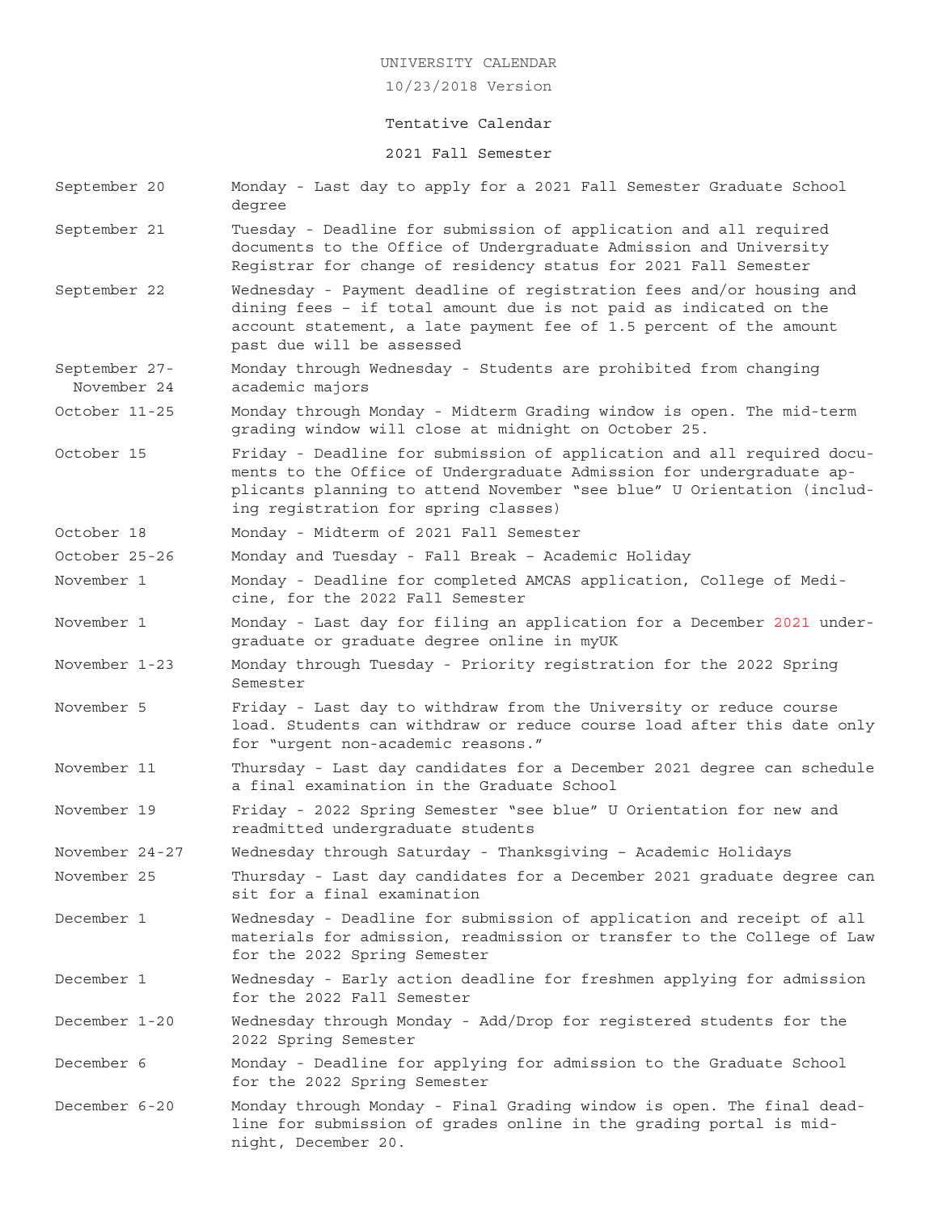UNIVERSITY CALENDAR

10/23/2018 Version

Tentative Calendar

2021 Fall Semester

| Date | Event |
| --- | --- |
| September 20 | Monday - Last day to apply for a 2021 Fall Semester Graduate School degree |
| September 21 | Tuesday - Deadline for submission of application and all required documents to the Office of Undergraduate Admission and University Registrar for change of residency status for 2021 Fall Semester |
| September 22 | Wednesday - Payment deadline of registration fees and/or housing and dining fees – if total amount due is not paid as indicated on the account statement, a late payment fee of 1.5 percent of the amount past due will be assessed |
| September 27-November 24 | Monday through Wednesday - Students are prohibited from changing academic majors |
| October 11-25 | Monday through Monday - Midterm Grading window is open. The mid-term grading window will close at midnight on October 25. |
| October 15 | Friday - Deadline for submission of application and all required documents to the Office of Undergraduate Admission for undergraduate applicants planning to attend November "see blue" U Orientation (including registration for spring classes) |
| October 18 | Monday - Midterm of 2021 Fall Semester |
| October 25-26 | Monday and Tuesday - Fall Break – Academic Holiday |
| November 1 | Monday - Deadline for completed AMCAS application, College of Medicine, for the 2022 Fall Semester |
| November 1 | Monday - Last day for filing an application for a December 2021 undergraduate or graduate degree online in myUK |
| November 1-23 | Monday through Tuesday - Priority registration for the 2022 Spring Semester |
| November 5 | Friday - Last day to withdraw from the University or reduce course load. Students can withdraw or reduce course load after this date only for "urgent non-academic reasons." |
| November 11 | Thursday - Last day candidates for a December 2021 degree can schedule a final examination in the Graduate School |
| November 19 | Friday - 2022 Spring Semester "see blue" U Orientation for new and readmitted undergraduate students |
| November 24-27 | Wednesday through Saturday - Thanksgiving – Academic Holidays |
| November 25 | Thursday - Last day candidates for a December 2021 graduate degree can sit for a final examination |
| December 1 | Wednesday - Deadline for submission of application and receipt of all materials for admission, readmission or transfer to the College of Law for the 2022 Spring Semester |
| December 1 | Wednesday - Early action deadline for freshmen applying for admission for the 2022 Fall Semester |
| December 1-20 | Wednesday through Monday - Add/Drop for registered students for the 2022 Spring Semester |
| December 6 | Monday - Deadline for applying for admission to the Graduate School for the 2022 Spring Semester |
| December 6-20 | Monday through Monday - Final Grading window is open. The final deadline for submission of grades online in the grading portal is midnight, December 20. |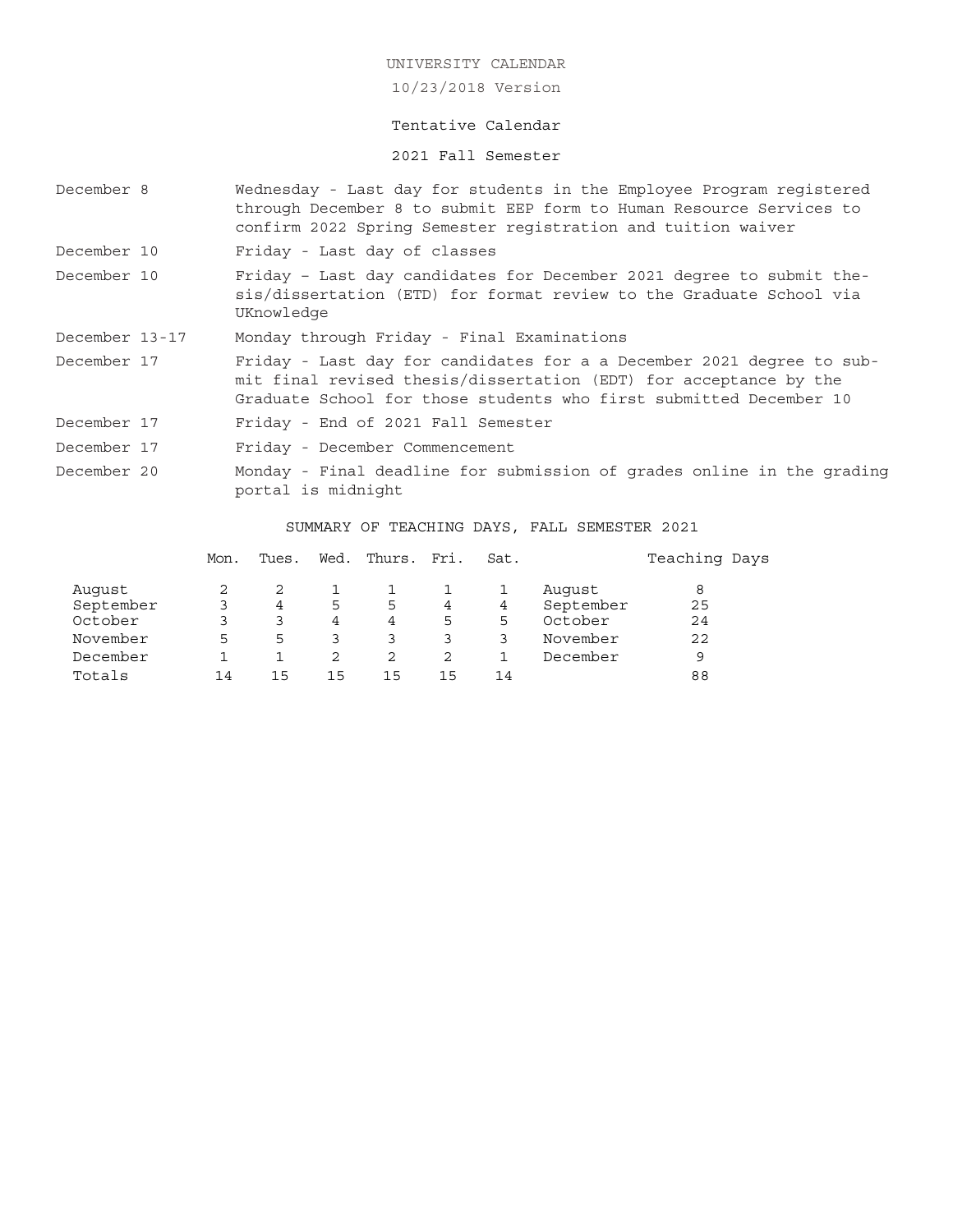UNIVERSITY CALENDAR

10/23/2018 Version

Tentative Calendar

2021 Fall Semester

| | |
|---|---|
| December 8 | Wednesday - Last day for students in the Employee Program registered through December 8 to submit EEP form to Human Resource Services to confirm 2022 Spring Semester registration and tuition waiver |
| December 10 | Friday - Last day of classes |
| December 10 | Friday – Last day candidates for December 2021 degree to submit thesis/dissertation (ETD) for format review to the Graduate School via UKnowledge |
| December 13-17 | Monday through Friday - Final Examinations |
| December 17 | Friday - Last day for candidates for a a December 2021 degree to submit final revised thesis/dissertation (EDT) for acceptance by the Graduate School for those students who first submitted December 10 |
| December 17 | Friday - End of 2021 Fall Semester |
| December 17 | Friday - December Commencement |
| December 20 | Monday - Final deadline for submission of grades online in the grading portal is midnight |

SUMMARY OF TEACHING DAYS, FALL SEMESTER 2021

| | Mon. | Tues. | Wed. | Thurs. | Fri. | Sat. | | Teaching Days |
|---|---|---|---|---|---|---|---|---|
| August | 2 | 2 | 1 | 1 | 1 | 1 | August | 8 |
| September | 3 | 4 | 5 | 5 | 4 | 4 | September | 25 |
| October | 3 | 3 | 4 | 4 | 5 | 5 | October | 24 |
| November | 5 | 5 | 3 | 3 | 3 | 3 | November | 22 |
| December | 1 | 1 | 2 | 2 | 2 | 1 | December | 9 |
| Totals | 14 | 15 | 15 | 15 | 15 | 14 | | 88 |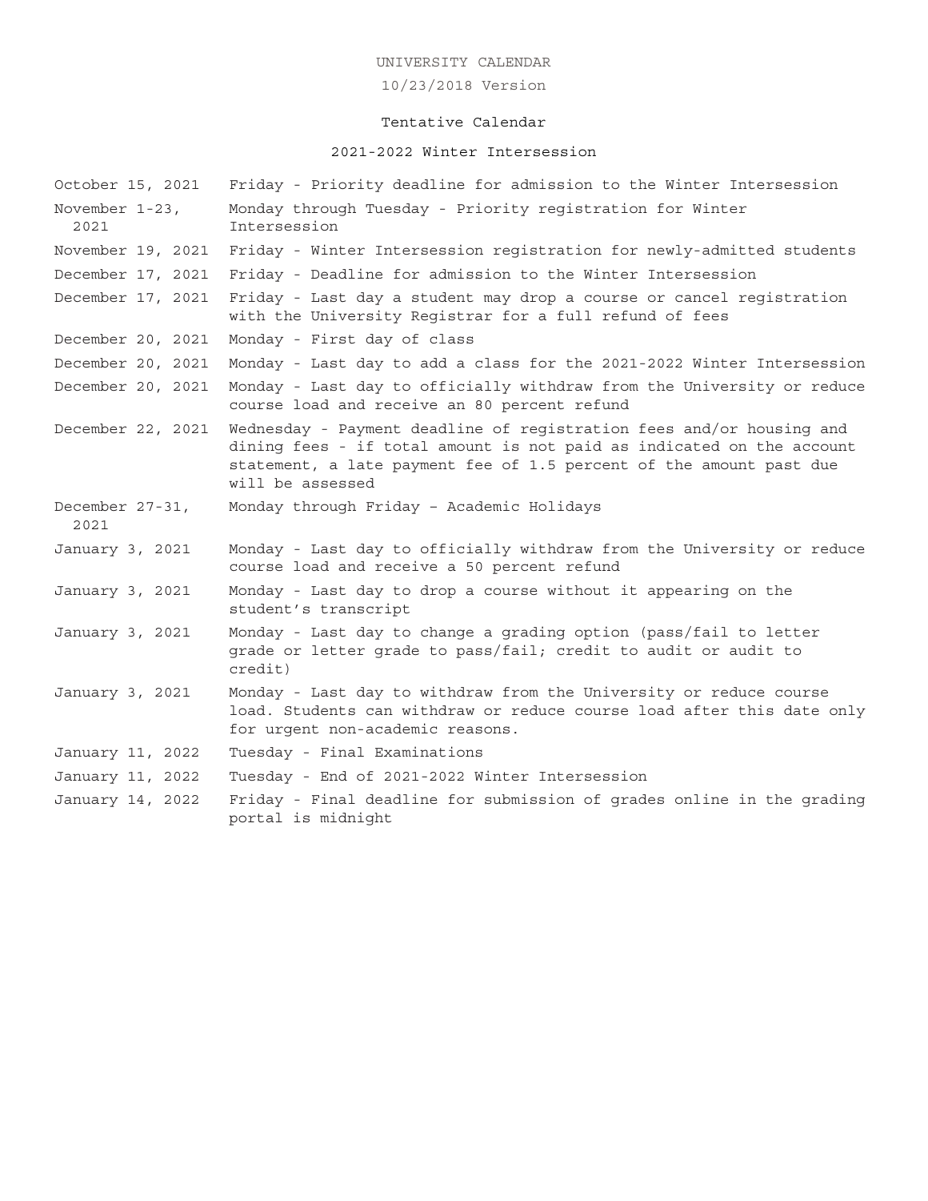UNIVERSITY CALENDAR

10/23/2018 Version

Tentative Calendar

2021-2022 Winter Intersession

| | |
|---|---|
| October 15, 2021 | Friday - Priority deadline for admission to the Winter Intersession |
| November 1-23, 2021 | Monday through Tuesday - Priority registration for Winter Intersession |
| November 19, 2021 | Friday - Winter Intersession registration for newly-admitted students |
| December 17, 2021 | Friday - Deadline for admission to the Winter Intersession |
| December 17, 2021 | Friday - Last day a student may drop a course or cancel registration with the University Registrar for a full refund of fees |
| December 20, 2021 | Monday - First day of class |
| December 20, 2021 | Monday - Last day to add a class for the 2021-2022 Winter Intersession |
| December 20, 2021 | Monday - Last day to officially withdraw from the University or reduce course load and receive an 80 percent refund |
| December 22, 2021 | Wednesday - Payment deadline of registration fees and/or housing and dining fees - if total amount is not paid as indicated on the account statement, a late payment fee of 1.5 percent of the amount past due will be assessed |
| December 27-31, 2021 | Monday through Friday – Academic Holidays |
| January 3, 2021 | Monday - Last day to officially withdraw from the University or reduce course load and receive a 50 percent refund |
| January 3, 2021 | Monday - Last day to drop a course without it appearing on the student's transcript |
| January 3, 2021 | Monday - Last day to change a grading option (pass/fail to letter grade or letter grade to pass/fail; credit to audit or audit to credit) |
| January 3, 2021 | Monday - Last day to withdraw from the University or reduce course load. Students can withdraw or reduce course load after this date only for urgent non-academic reasons. |
| January 11, 2022 | Tuesday - Final Examinations |
| January 11, 2022 | Tuesday - End of 2021-2022 Winter Intersession |
| January 14, 2022 | Friday - Final deadline for submission of grades online in the grading portal is midnight |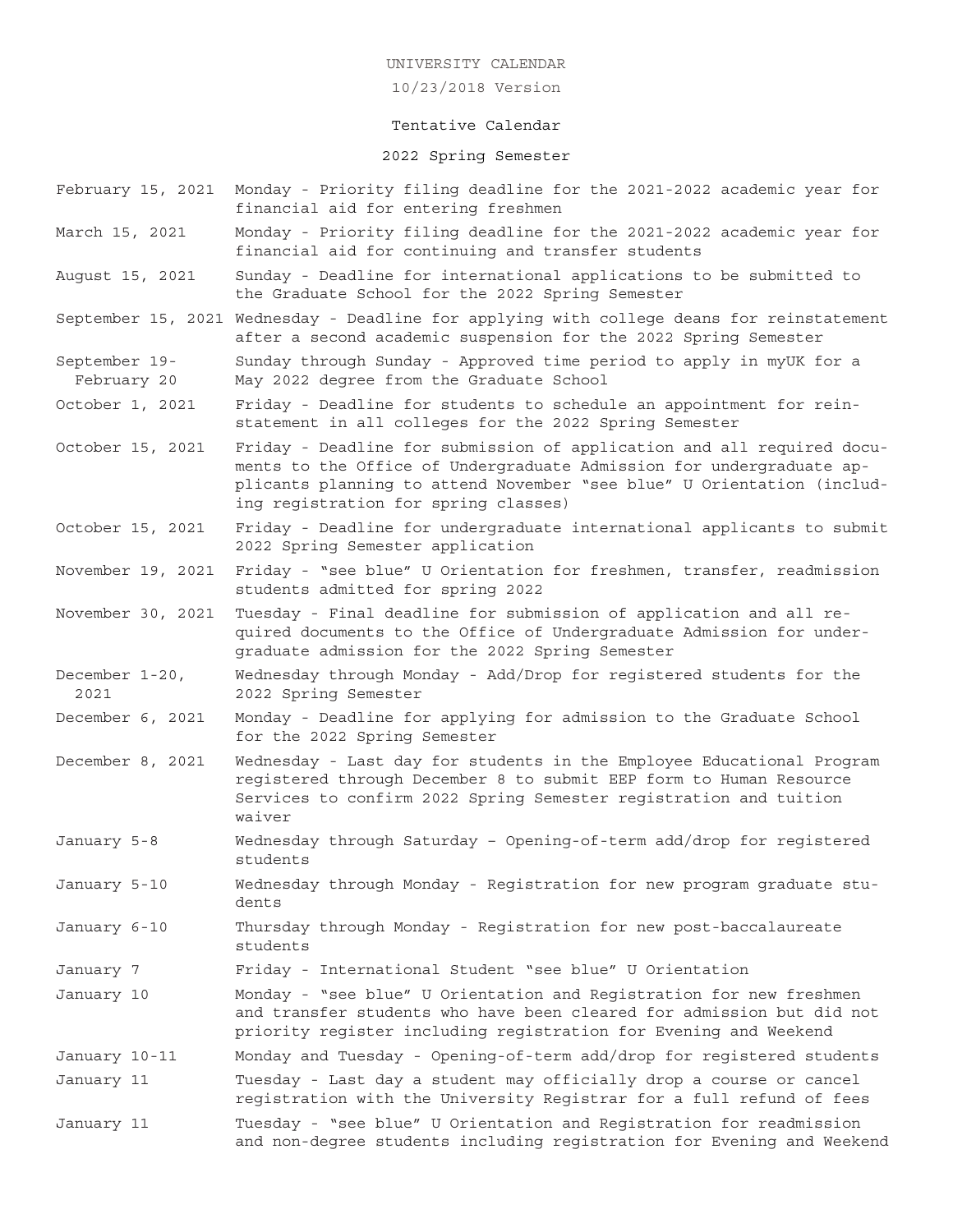UNIVERSITY CALENDAR

10/23/2018 Version

Tentative Calendar

## 2022 Spring Semester

| | |
|---|---|
| February 15, 2021 | Monday - Priority filing deadline for the 2021-2022 academic year for financial aid for entering freshmen |
| March 15, 2021 | Monday - Priority filing deadline for the 2021-2022 academic year for financial aid for continuing and transfer students |
| August 15, 2021 | Sunday - Deadline for international applications to be submitted to the Graduate School for the 2022 Spring Semester |
| September 15, 2021 | Wednesday - Deadline for applying with college deans for reinstatement after a second academic suspension for the 2022 Spring Semester |
| September 19- February 20 | Sunday through Sunday - Approved time period to apply in myUK for a May 2022 degree from the Graduate School |
| October 1, 2021 | Friday - Deadline for students to schedule an appointment for reinstatement in all colleges for the 2022 Spring Semester |
| October 15, 2021 | Friday - Deadline for submission of application and all required documents to the Office of Undergraduate Admission for undergraduate applicants planning to attend November "see blue" U Orientation (including registration for spring classes) |
| October 15, 2021 | Friday - Deadline for undergraduate international applicants to submit 2022 Spring Semester application |
| November 19, 2021 | Friday - "see blue" U Orientation for freshmen, transfer, readmission students admitted for spring 2022 |
| November 30, 2021 | Tuesday - Final deadline for submission of application and all required documents to the Office of Undergraduate Admission for undergraduate admission for the 2022 Spring Semester |
| December 1-20, 2021 | Wednesday through Monday - Add/Drop for registered students for the 2022 Spring Semester |
| December 6, 2021 | Monday - Deadline for applying for admission to the Graduate School for the 2022 Spring Semester |
| December 8, 2021 | Wednesday - Last day for students in the Employee Educational Program registered through December 8 to submit EEP form to Human Resource Services to confirm 2022 Spring Semester registration and tuition waiver |
| January 5-8 | Wednesday through Saturday – Opening-of-term add/drop for registered students |
| January 5-10 | Wednesday through Monday - Registration for new program graduate students |
| January 6-10 | Thursday through Monday - Registration for new post-baccalaureate students |
| January 7 | Friday - International Student "see blue" U Orientation |
| January 10 | Monday - "see blue" U Orientation and Registration for new freshmen and transfer students who have been cleared for admission but did not priority register including registration for Evening and Weekend |
| January 10-11 | Monday and Tuesday - Opening-of-term add/drop for registered students |
| January 11 | Tuesday - Last day a student may officially drop a course or cancel registration with the University Registrar for a full refund of fees |
| January 11 | Tuesday - "see blue" U Orientation and Registration for readmission and non-degree students including registration for Evening and Weekend |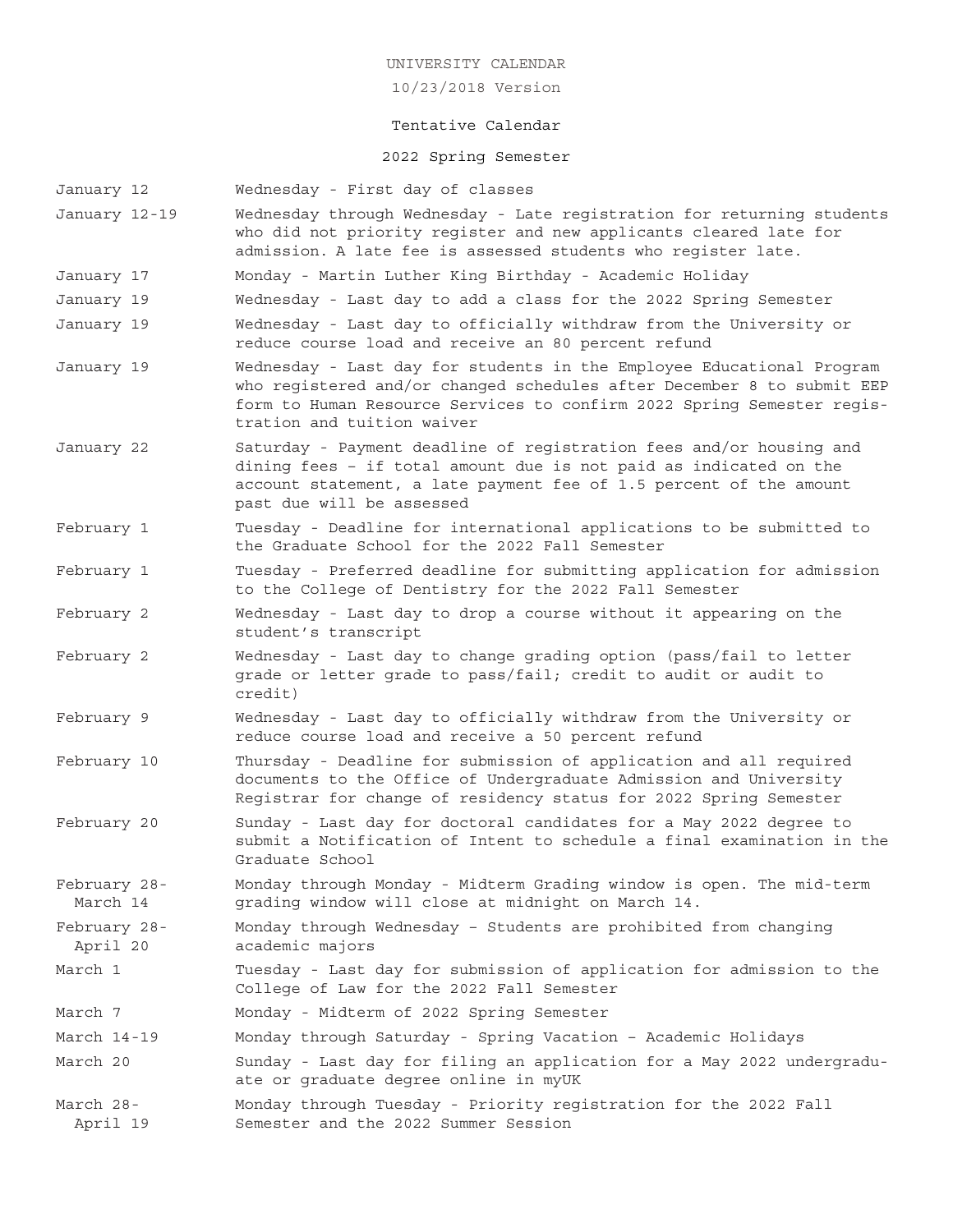UNIVERSITY CALENDAR

10/23/2018 Version

Tentative Calendar

## 2022 Spring Semester

| Date | Event |
|---|---|
| January 12 | Wednesday - First day of classes |
| January 12-19 | Wednesday through Wednesday - Late registration for returning students who did not priority register and new applicants cleared late for admission. A late fee is assessed students who register late. |
| January 17 | Monday - Martin Luther King Birthday - Academic Holiday |
| January 19 | Wednesday - Last day to add a class for the 2022 Spring Semester |
| January 19 | Wednesday - Last day to officially withdraw from the University or reduce course load and receive an 80 percent refund |
| January 19 | Wednesday - Last day for students in the Employee Educational Program who registered and/or changed schedules after December 8 to submit EEP form to Human Resource Services to confirm 2022 Spring Semester registration and tuition waiver |
| January 22 | Saturday - Payment deadline of registration fees and/or housing and dining fees – if total amount due is not paid as indicated on the account statement, a late payment fee of 1.5 percent of the amount past due will be assessed |
| February 1 | Tuesday - Deadline for international applications to be submitted to the Graduate School for the 2022 Fall Semester |
| February 1 | Tuesday - Preferred deadline for submitting application for admission to the College of Dentistry for the 2022 Fall Semester |
| February 2 | Wednesday - Last day to drop a course without it appearing on the student's transcript |
| February 2 | Wednesday - Last day to change grading option (pass/fail to letter grade or letter grade to pass/fail; credit to audit or audit to credit) |
| February 9 | Wednesday - Last day to officially withdraw from the University or reduce course load and receive a 50 percent refund |
| February 10 | Thursday - Deadline for submission of application and all required documents to the Office of Undergraduate Admission and University Registrar for change of residency status for 2022 Spring Semester |
| February 20 | Sunday - Last day for doctoral candidates for a May 2022 degree to submit a Notification of Intent to schedule a final examination in the Graduate School |
| February 28-March 14 | Monday through Monday - Midterm Grading window is open. The mid-term grading window will close at midnight on March 14. |
| February 28-April 20 | Monday through Wednesday – Students are prohibited from changing academic majors |
| March 1 | Tuesday - Last day for submission of application for admission to the College of Law for the 2022 Fall Semester |
| March 7 | Monday - Midterm of 2022 Spring Semester |
| March 14-19 | Monday through Saturday - Spring Vacation – Academic Holidays |
| March 20 | Sunday - Last day for filing an application for a May 2022 undergraduate or graduate degree online in myUK |
| March 28-April 19 | Monday through Tuesday - Priority registration for the 2022 Fall Semester and the 2022 Summer Session |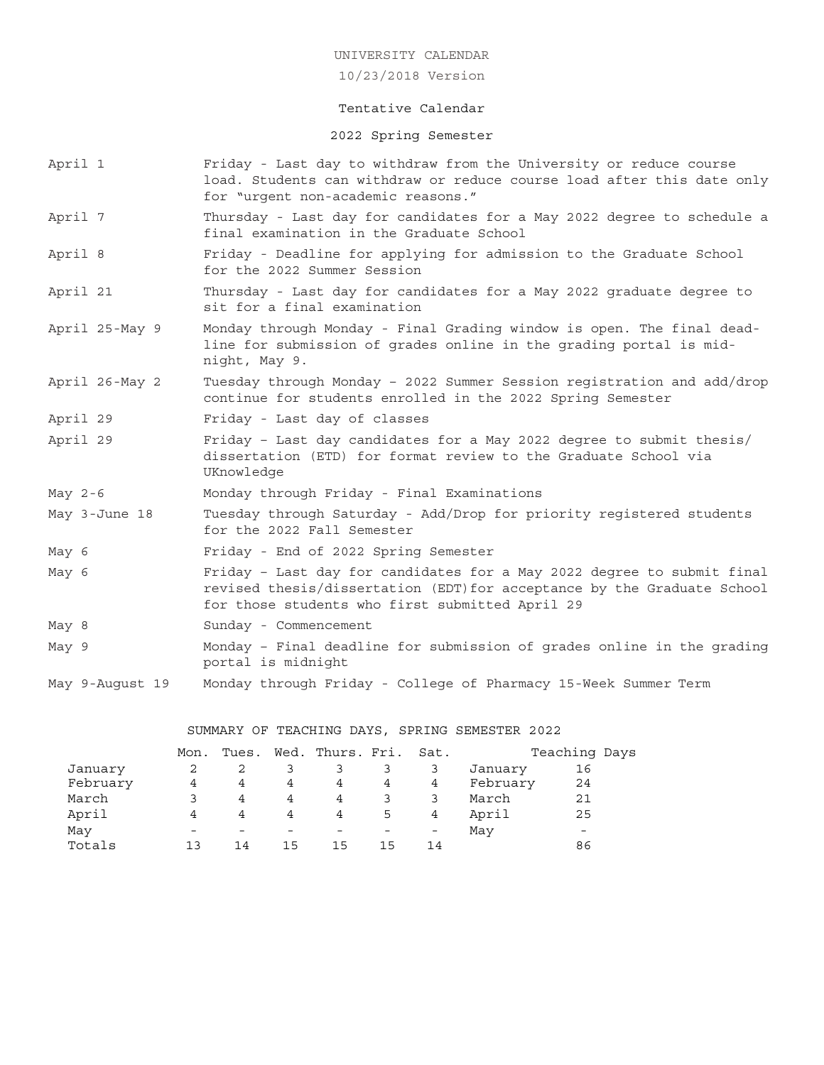UNIVERSITY CALENDAR

10/23/2018 Version

Tentative Calendar

## 2022 Spring Semester

| | |
|---|---|
| April 1 | Friday - Last day to withdraw from the University or reduce course load. Students can withdraw or reduce course load after this date only for "urgent non-academic reasons." |
| April 7 | Thursday - Last day for candidates for a May 2022 degree to schedule a final examination in the Graduate School |
| April 8 | Friday - Deadline for applying for admission to the Graduate School for the 2022 Summer Session |
| April 21 | Thursday - Last day for candidates for a May 2022 graduate degree to sit for a final examination |
| April 25-May 9 | Monday through Monday - Final Grading window is open. The final deadline for submission of grades online in the grading portal is midnight, May 9. |
| April 26-May 2 | Tuesday through Monday – 2022 Summer Session registration and add/drop continue for students enrolled in the 2022 Spring Semester |
| April 29 | Friday - Last day of classes |
| April 29 | Friday – Last day candidates for a May 2022 degree to submit thesis/ dissertation (ETD) for format review to the Graduate School via UKnowledge |
| May 2-6 | Monday through Friday - Final Examinations |
| May 3-June 18 | Tuesday through Saturday - Add/Drop for priority registered students for the 2022 Fall Semester |
| May 6 | Friday - End of 2022 Spring Semester |
| May 6 | Friday – Last day for candidates for a May 2022 degree to submit final revised thesis/dissertation (EDT)for acceptance by the Graduate School for those students who first submitted April 29 |
| May 8 | Sunday - Commencement |
| May 9 | Monday – Final deadline for submission of grades online in the grading portal is midnight |
| May 9-August 19 | Monday through Friday - College of Pharmacy 15-Week Summer Term |

SUMMARY OF TEACHING DAYS, SPRING SEMESTER 2022

| | Mon. | Tues. | Wed. | Thurs. | Fri. | Sat. | | Teaching Days |
|---|---|---|---|---|---|---|---|---|
| January | 2 | 2 | 3 | 3 | 3 | 3 | January | 16 |
| February | 4 | 4 | 4 | 4 | 4 | 4 | February | 24 |
| March | 3 | 4 | 4 | 4 | 3 | 3 | March | 21 |
| April | 4 | 4 | 4 | 4 | 5 | 4 | April | 25 |
| May | - | - | - | - | - | - | May | - |
| Totals | 13 | 14 | 15 | 15 | 15 | 14 | | 86 |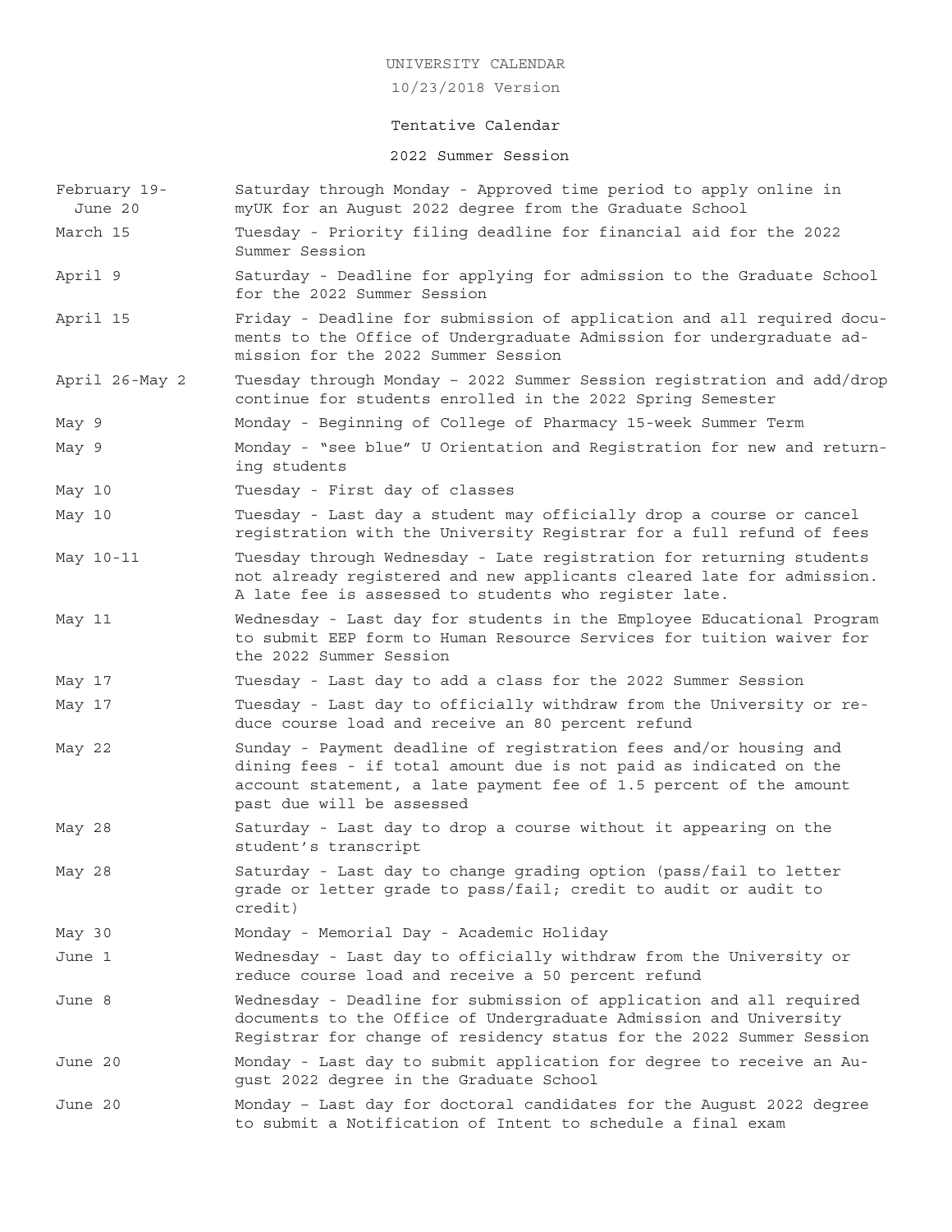UNIVERSITY CALENDAR

10/23/2018 Version

Tentative Calendar

2022 Summer Session

| Date | Event |
| --- | --- |
| February 19-June 20 | Saturday through Monday - Approved time period to apply online in myUK for an August 2022 degree from the Graduate School |
| March 15 | Tuesday - Priority filing deadline for financial aid for the 2022 Summer Session |
| April 9 | Saturday - Deadline for applying for admission to the Graduate School for the 2022 Summer Session |
| April 15 | Friday - Deadline for submission of application and all required documents to the Office of Undergraduate Admission for undergraduate admission for the 2022 Summer Session |
| April 26-May 2 | Tuesday through Monday – 2022 Summer Session registration and add/drop continue for students enrolled in the 2022 Spring Semester |
| May 9 | Monday - Beginning of College of Pharmacy 15-week Summer Term |
| May 9 | Monday - "see blue" U Orientation and Registration for new and returning students |
| May 10 | Tuesday - First day of classes |
| May 10 | Tuesday - Last day a student may officially drop a course or cancel registration with the University Registrar for a full refund of fees |
| May 10-11 | Tuesday through Wednesday - Late registration for returning students not already registered and new applicants cleared late for admission. A late fee is assessed to students who register late. |
| May 11 | Wednesday - Last day for students in the Employee Educational Program to submit EEP form to Human Resource Services for tuition waiver for the 2022 Summer Session |
| May 17 | Tuesday - Last day to add a class for the 2022 Summer Session |
| May 17 | Tuesday - Last day to officially withdraw from the University or reduce course load and receive an 80 percent refund |
| May 22 | Sunday - Payment deadline of registration fees and/or housing and dining fees - if total amount due is not paid as indicated on the account statement, a late payment fee of 1.5 percent of the amount past due will be assessed |
| May 28 | Saturday - Last day to drop a course without it appearing on the student's transcript |
| May 28 | Saturday - Last day to change grading option (pass/fail to letter grade or letter grade to pass/fail; credit to audit or audit to credit) |
| May 30 | Monday - Memorial Day - Academic Holiday |
| June 1 | Wednesday - Last day to officially withdraw from the University or reduce course load and receive a 50 percent refund |
| June 8 | Wednesday - Deadline for submission of application and all required documents to the Office of Undergraduate Admission and University Registrar for change of residency status for the 2022 Summer Session |
| June 20 | Monday - Last day to submit application for degree to receive an August 2022 degree in the Graduate School |
| June 20 | Monday – Last day for doctoral candidates for the August 2022 degree to submit a Notification of Intent to schedule a final exam |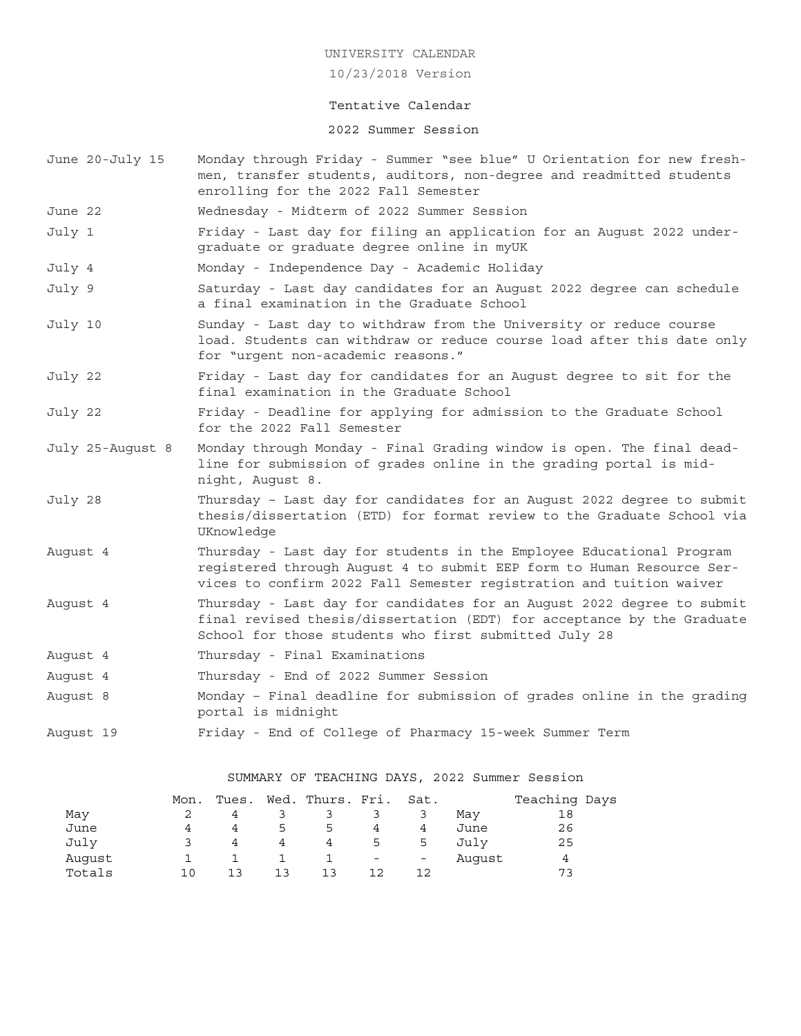UNIVERSITY CALENDAR

10/23/2018 Version

Tentative Calendar

## 2022 Summer Session

| | |
|---|---|
| June 20-July 15 | Monday through Friday - Summer "see blue" U Orientation for new freshmen, transfer students, auditors, non-degree and readmitted students enrolling for the 2022 Fall Semester |
| June 22 | Wednesday - Midterm of 2022 Summer Session |
| July 1 | Friday - Last day for filing an application for an August 2022 undergraduate or graduate degree online in myUK |
| July 4 | Monday - Independence Day - Academic Holiday |
| July 9 | Saturday - Last day candidates for an August 2022 degree can schedule a final examination in the Graduate School |
| July 10 | Sunday - Last day to withdraw from the University or reduce course load. Students can withdraw or reduce course load after this date only for "urgent non-academic reasons." |
| July 22 | Friday - Last day for candidates for an August degree to sit for the final examination in the Graduate School |
| July 22 | Friday - Deadline for applying for admission to the Graduate School for the 2022 Fall Semester |
| July 25-August 8 | Monday through Monday - Final Grading window is open. The final deadline for submission of grades online in the grading portal is midnight, August 8. |
| July 28 | Thursday – Last day for candidates for an August 2022 degree to submit thesis/dissertation (ETD) for format review to the Graduate School via UKnowledge |
| August 4 | Thursday - Last day for students in the Employee Educational Program registered through August 4 to submit EEP form to Human Resource Services to confirm 2022 Fall Semester registration and tuition waiver |
| August 4 | Thursday - Last day for candidates for an August 2022 degree to submit final revised thesis/dissertation (EDT) for acceptance by the Graduate School for those students who first submitted July 28 |
| August 4 | Thursday - Final Examinations |
| August 4 | Thursday - End of 2022 Summer Session |
| August 8 | Monday – Final deadline for submission of grades online in the grading portal is midnight |
| August 19 | Friday - End of College of Pharmacy 15-week Summer Term |

### SUMMARY OF TEACHING DAYS, 2022 Summer Session

| | Mon. | Tues. | Wed. | Thurs. | Fri. | Sat. | | Teaching Days |
|---|---|---|---|---|---|---|---|---|
| May | 2 | 4 | 3 | 3 | 3 | 3 | May | 18 |
| June | 4 | 4 | 5 | 5 | 4 | 4 | June | 26 |
| July | 3 | 4 | 4 | 4 | 5 | 5 | July | 25 |
| August | 1 | 1 | 1 | 1 | - | - | August | 4 |
| Totals | 10 | 13 | 13 | 13 | 12 | 12 | | 73 |